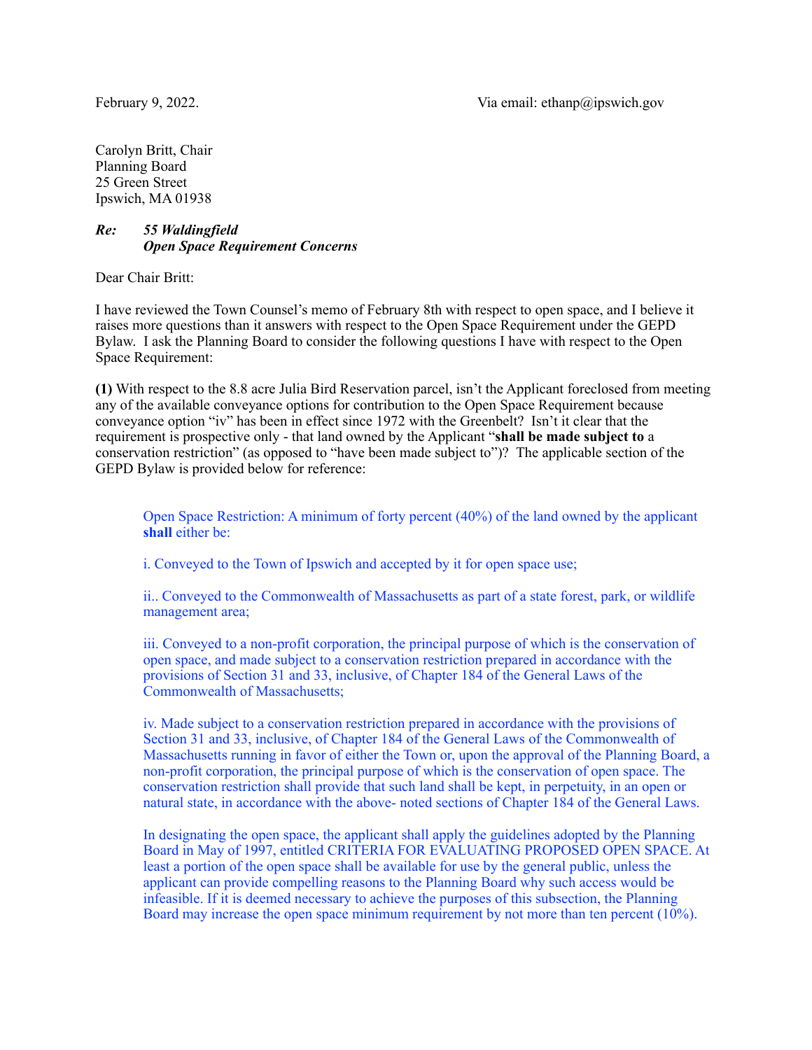February 9, 2022. Via email: ethanp@ipswich.gov

Carolyn Britt, Chair
Planning Board
25 Green Street
Ipswich, MA 01938

***Re: 55 Waldingfield***
***Open Space Requirement Concerns***

Dear Chair Britt:

I have reviewed the Town Counsel's memo of February 8th with respect to open space, and I believe it raises more questions than it answers with respect to the Open Space Requirement under the GEPD Bylaw. I ask the Planning Board to consider the following questions I have with respect to the Open Space Requirement:

**(1)** With respect to the 8.8 acre Julia Bird Reservation parcel, isn't the Applicant foreclosed from meeting any of the available conveyance options for contribution to the Open Space Requirement because conveyance option "iv" has been in effect since 1972 with the Greenbelt? Isn't it clear that the requirement is prospective only - that land owned by the Applicant "**shall be made subject to** a conservation restriction" (as opposed to "have been made subject to")? The applicable section of the GEPD Bylaw is provided below for reference:

> Open Space Restriction: A minimum of forty percent (40%) of the land owned by the applicant **shall** either be:
>
> i. Conveyed to the Town of Ipswich and accepted by it for open space use;
>
> ii.. Conveyed to the Commonwealth of Massachusetts as part of a state forest, park, or wildlife management area;
>
> iii. Conveyed to a non-profit corporation, the principal purpose of which is the conservation of open space, and made subject to a conservation restriction prepared in accordance with the provisions of Section 31 and 33, inclusive, of Chapter 184 of the General Laws of the Commonwealth of Massachusetts;
>
> iv. Made subject to a conservation restriction prepared in accordance with the provisions of Section 31 and 33, inclusive, of Chapter 184 of the General Laws of the Commonwealth of Massachusetts running in favor of either the Town or, upon the approval of the Planning Board, a non-profit corporation, the principal purpose of which is the conservation of open space. The conservation restriction shall provide that such land shall be kept, in perpetuity, in an open or natural state, in accordance with the above- noted sections of Chapter 184 of the General Laws.
>
> In designating the open space, the applicant shall apply the guidelines adopted by the Planning Board in May of 1997, entitled CRITERIA FOR EVALUATING PROPOSED OPEN SPACE. At least a portion of the open space shall be available for use by the general public, unless the applicant can provide compelling reasons to the Planning Board why such access would be infeasible. If it is deemed necessary to achieve the purposes of this subsection, the Planning Board may increase the open space minimum requirement by not more than ten percent (10%).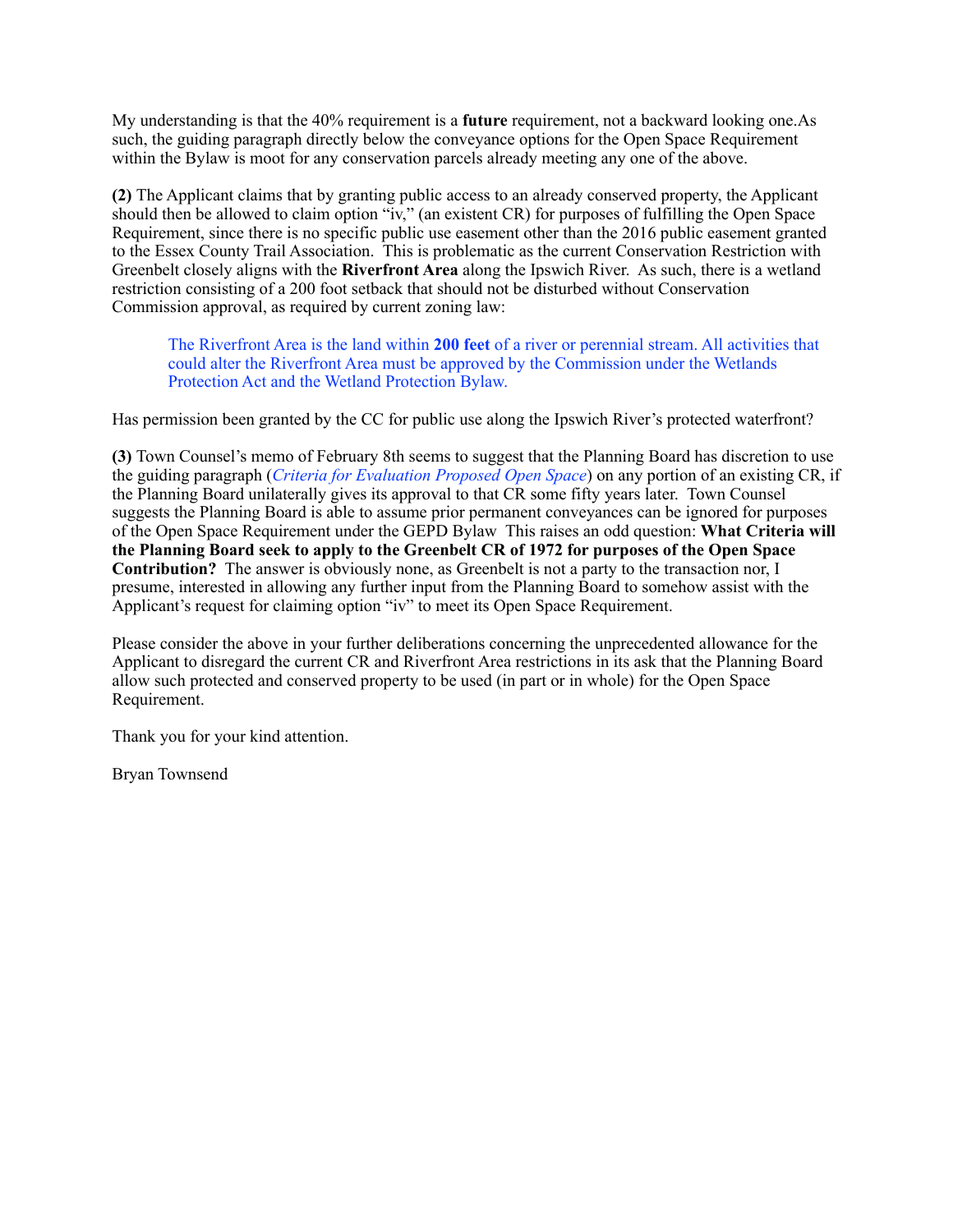My understanding is that the 40% requirement is a **future** requirement, not a backward looking one.As such, the guiding paragraph directly below the conveyance options for the Open Space Requirement within the Bylaw is moot for any conservation parcels already meeting any one of the above.

**(2)** The Applicant claims that by granting public access to an already conserved property, the Applicant should then be allowed to claim option "iv," (an existent CR) for purposes of fulfilling the Open Space Requirement, since there is no specific public use easement other than the 2016 public easement granted to the Essex County Trail Association. This is problematic as the current Conservation Restriction with Greenbelt closely aligns with the **Riverfront Area** along the Ipswich River. As such, there is a wetland restriction consisting of a 200 foot setback that should not be disturbed without Conservation Commission approval, as required by current zoning law:

> The Riverfront Area is the land within **200 feet** of a river or perennial stream. All activities that could alter the Riverfront Area must be approved by the Commission under the Wetlands Protection Act and the Wetland Protection Bylaw.

Has permission been granted by the CC for public use along the Ipswich River's protected waterfront?

**(3)** Town Counsel's memo of February 8th seems to suggest that the Planning Board has discretion to use the guiding paragraph (*Criteria for Evaluation Proposed Open Space*) on any portion of an existing CR, if the Planning Board unilaterally gives its approval to that CR some fifty years later. Town Counsel suggests the Planning Board is able to assume prior permanent conveyances can be ignored for purposes of the Open Space Requirement under the GEPD Bylaw This raises an odd question: **What Criteria will the Planning Board seek to apply to the Greenbelt CR of 1972 for purposes of the Open Space Contribution?** The answer is obviously none, as Greenbelt is not a party to the transaction nor, I presume, interested in allowing any further input from the Planning Board to somehow assist with the Applicant's request for claiming option "iv" to meet its Open Space Requirement.

Please consider the above in your further deliberations concerning the unprecedented allowance for the Applicant to disregard the current CR and Riverfront Area restrictions in its ask that the Planning Board allow such protected and conserved property to be used (in part or in whole) for the Open Space Requirement.

Thank you for your kind attention.

Bryan Townsend